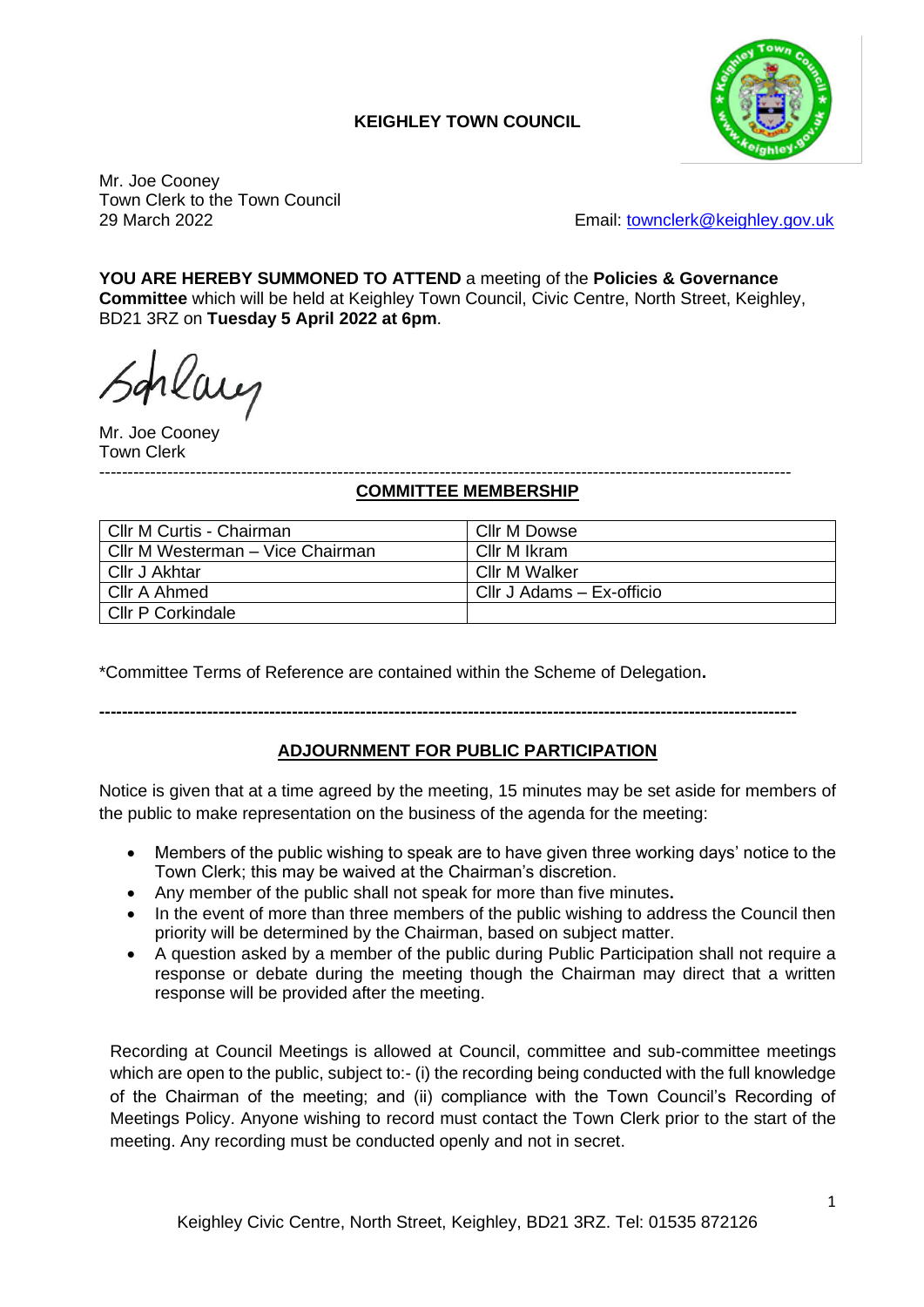**KEIGHLEY TOWN COUNCIL**

Mr. Joe Cooney
Town Clerk to the Town Council
29 March 2022

Email: townclerk@keighley.gov.uk

**YOU ARE HEREBY SUMMONED TO ATTEND** a meeting of the **Policies & Governance Committee** which will be held at Keighley Town Council, Civic Centre, North Street, Keighley, BD21 3RZ on **Tuesday 5 April 2022 at 6pm**.

Mr. Joe Cooney
Town Clerk

---

## COMMITTEE MEMBERSHIP

| | |
|---|---|
| Cllr M Curtis - Chairman | Cllr M Dowse |
| Cllr M Westerman – Vice Chairman | Cllr M Ikram |
| Cllr J Akhtar | Cllr M Walker |
| Cllr A Ahmed | Cllr J Adams – Ex-officio |
| Cllr P Corkindale | |

*Committee Terms of Reference are contained within the Scheme of Delegation**.**

---

## ADJOURNMENT FOR PUBLIC PARTICIPATION

Notice is given that at a time agreed by the meeting, 15 minutes may be set aside for members of the public to make representation on the business of the agenda for the meeting:

- Members of the public wishing to speak are to have given three working days' notice to the Town Clerk; this may be waived at the Chairman's discretion.
- Any member of the public shall not speak for more than five minutes**.**
- In the event of more than three members of the public wishing to address the Council then priority will be determined by the Chairman, based on subject matter.
- A question asked by a member of the public during Public Participation shall not require a response or debate during the meeting though the Chairman may direct that a written response will be provided after the meeting.

Recording at Council Meetings is allowed at Council, committee and sub-committee meetings which are open to the public, subject to:- (i) the recording being conducted with the full knowledge of the Chairman of the meeting; and (ii) compliance with the Town Council's Recording of Meetings Policy. Anyone wishing to record must contact the Town Clerk prior to the start of the meeting. Any recording must be conducted openly and not in secret.

Keighley Civic Centre, North Street, Keighley, BD21 3RZ. Tel: 01535 872126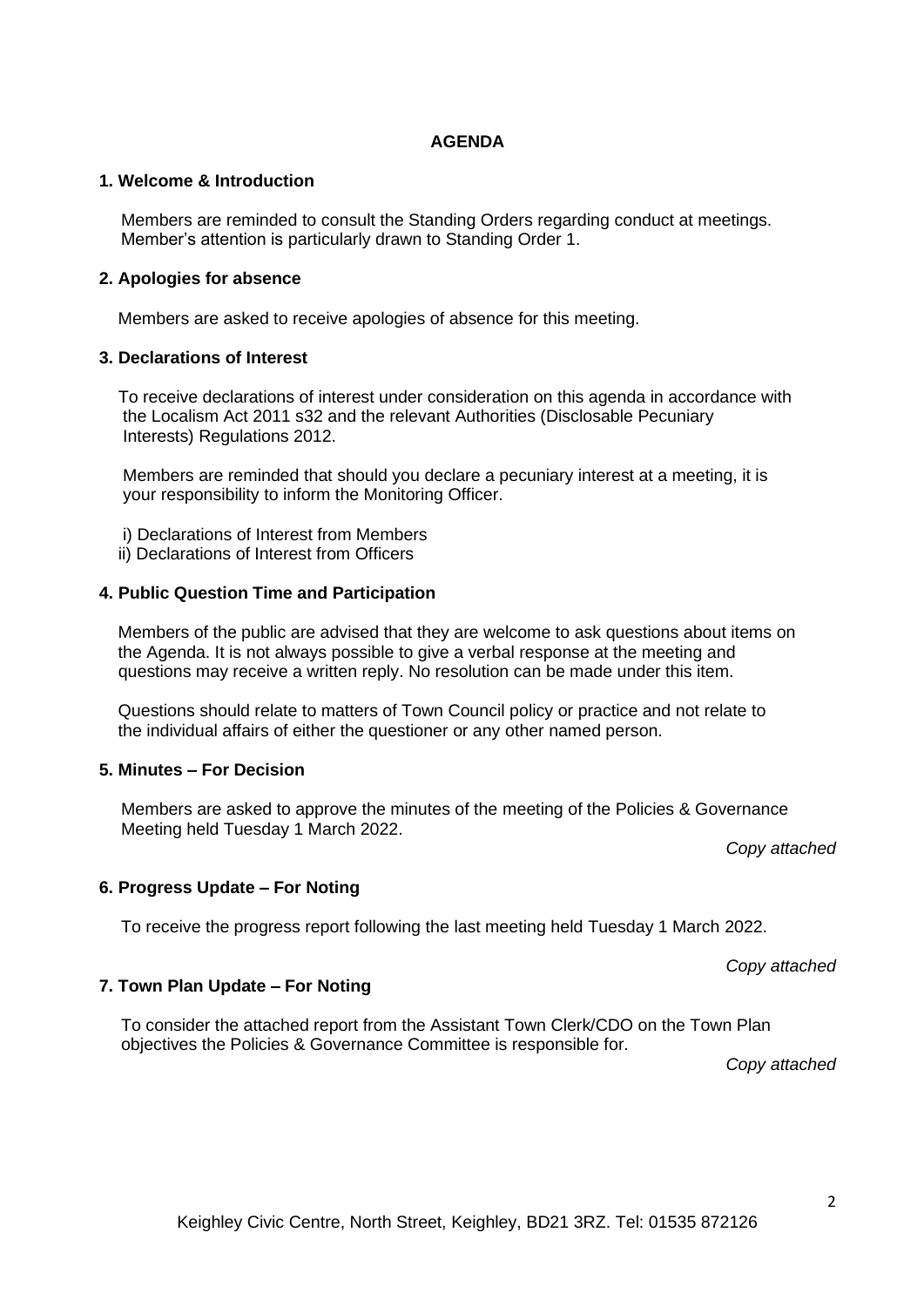## AGENDA

### 1. Welcome & Introduction

Members are reminded to consult the Standing Orders regarding conduct at meetings. Member's attention is particularly drawn to Standing Order 1.

### 2. Apologies for absence

Members are asked to receive apologies of absence for this meeting.

### 3. Declarations of Interest

To receive declarations of interest under consideration on this agenda in accordance with the Localism Act 2011 s32 and the relevant Authorities (Disclosable Pecuniary Interests) Regulations 2012.

Members are reminded that should you declare a pecuniary interest at a meeting, it is your responsibility to inform the Monitoring Officer.

i) Declarations of Interest from Members
ii) Declarations of Interest from Officers

### 4. Public Question Time and Participation

Members of the public are advised that they are welcome to ask questions about items on the Agenda. It is not always possible to give a verbal response at the meeting and questions may receive a written reply. No resolution can be made under this item.

Questions should relate to matters of Town Council policy or practice and not relate to the individual affairs of either the questioner or any other named person.

### 5. Minutes – For Decision

Members are asked to approve the minutes of the meeting of the Policies & Governance Meeting held Tuesday 1 March 2022.

*Copy attached*

### 6. Progress Update – For Noting

To receive the progress report following the last meeting held Tuesday 1 March 2022.

*Copy attached*

### 7. Town Plan Update – For Noting

To consider the attached report from the Assistant Town Clerk/CDO on the Town Plan objectives the Policies & Governance Committee is responsible for.

*Copy attached*

Keighley Civic Centre, North Street, Keighley, BD21 3RZ. Tel: 01535 872126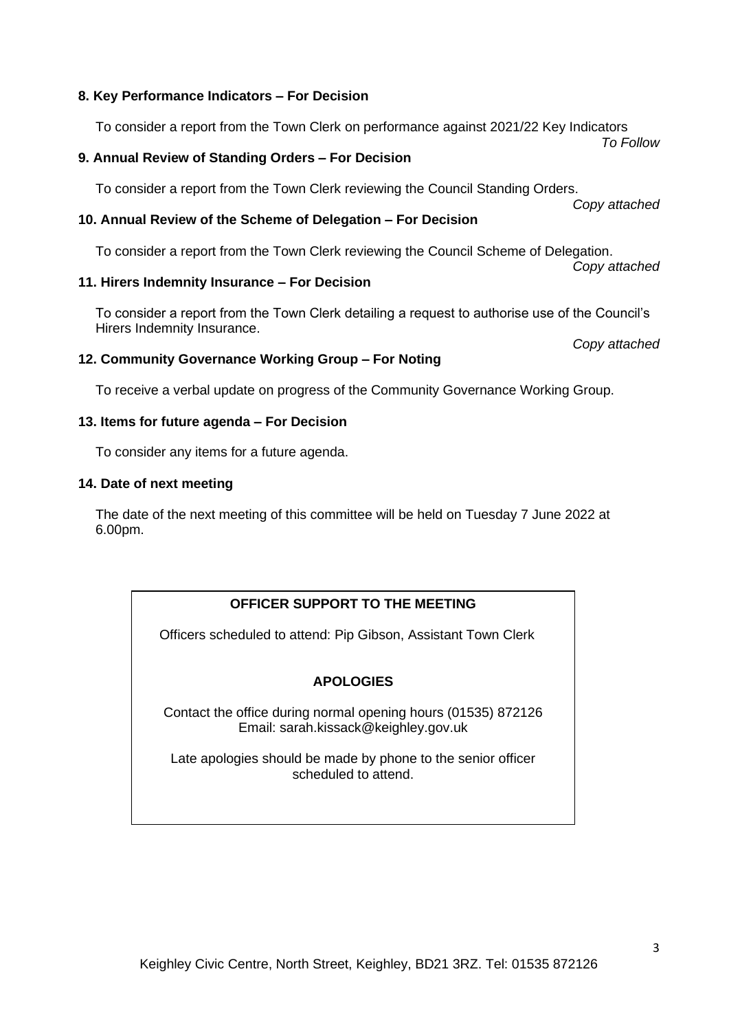**8. Key Performance Indicators – For Decision**

To consider a report from the Town Clerk on performance against 2021/22 Key Indicators

*To Follow*

**9. Annual Review of Standing Orders – For Decision**

To consider a report from the Town Clerk reviewing the Council Standing Orders.

*Copy attached*

**10. Annual Review of the Scheme of Delegation – For Decision**

To consider a report from the Town Clerk reviewing the Council Scheme of Delegation.

*Copy attached*

**11. Hirers Indemnity Insurance – For Decision**

To consider a report from the Town Clerk detailing a request to authorise use of the Council's Hirers Indemnity Insurance.

*Copy attached*

**12. Community Governance Working Group – For Noting**

To receive a verbal update on progress of the Community Governance Working Group.

**13. Items for future agenda – For Decision**

To consider any items for a future agenda.

**14. Date of next meeting**

The date of the next meeting of this committee will be held on Tuesday 7 June 2022 at 6.00pm.

**OFFICER SUPPORT TO THE MEETING**

Officers scheduled to attend: Pip Gibson, Assistant Town Clerk

**APOLOGIES**

Contact the office during normal opening hours (01535) 872126
Email: sarah.kissack@keighley.gov.uk

Late apologies should be made by phone to the senior officer scheduled to attend.

Keighley Civic Centre, North Street, Keighley, BD21 3RZ. Tel: 01535 872126